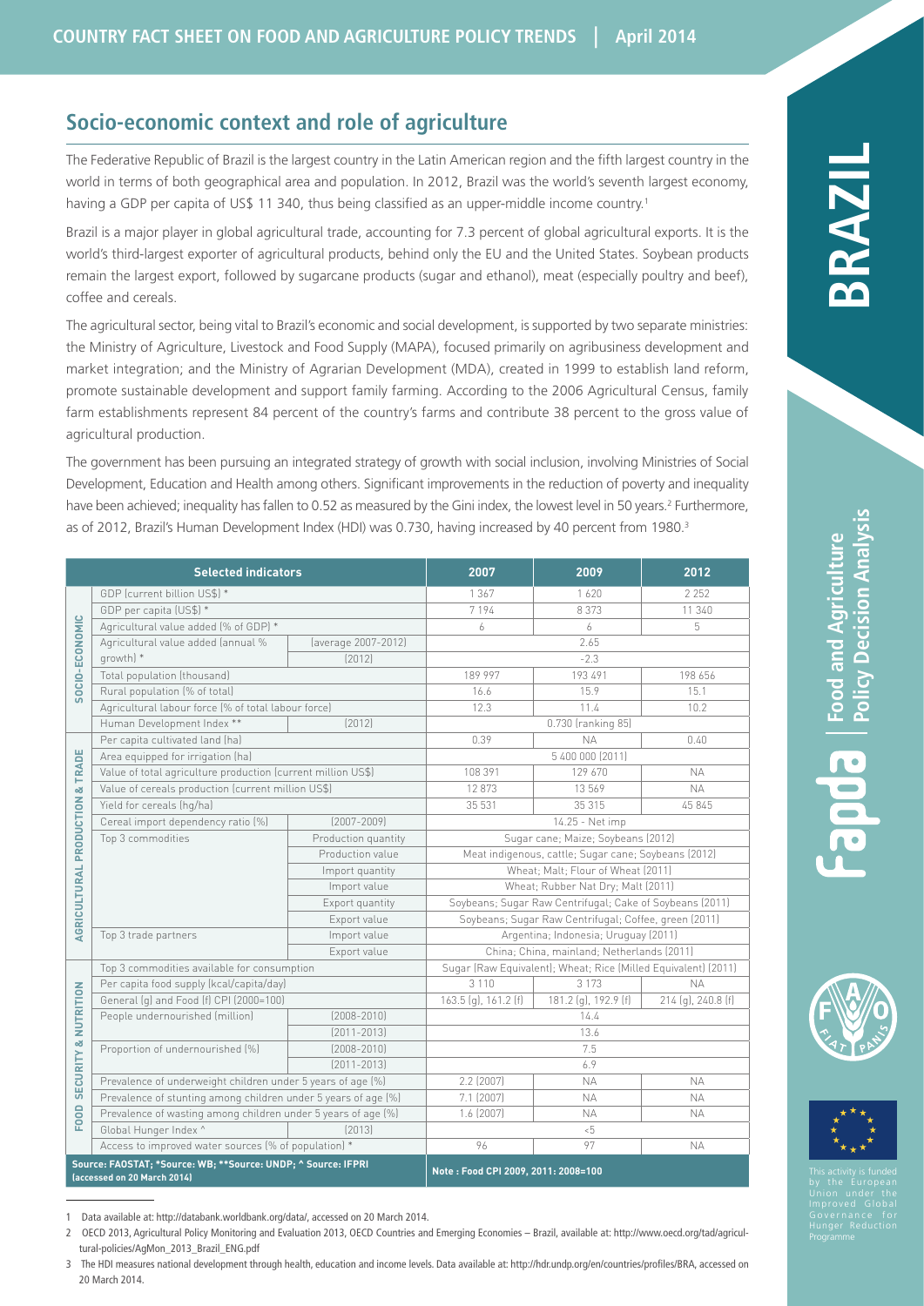# COUNTRY FACT SHEET ON FOOD AND AGRICULTURE POLICY TRENDS | April 2014

# BRAZIL

## Socio-economic context and role of agriculture

The Federative Republic of Brazil is the largest country in the Latin American region and the fifth largest country in the world in terms of both geographical area and population. In 2012, Brazil was the world's seventh largest economy, having a GDP per capita of US$ 11 340, thus being classified as an upper-middle income country.[1]

Brazil is a major player in global agricultural trade, accounting for 7.3 percent of global agricultural exports. It is the world's third-largest exporter of agricultural products, behind only the EU and the United States. Soybean products remain the largest export, followed by sugarcane products (sugar and ethanol), meat (especially poultry and beef), coffee and cereals.

The agricultural sector, being vital to Brazil's economic and social development, is supported by two separate ministries: the Ministry of Agriculture, Livestock and Food Supply (MAPA), focused primarily on agribusiness development and market integration; and the Ministry of Agrarian Development (MDA), created in 1999 to establish land reform, promote sustainable development and support family farming. According to the 2006 Agricultural Census, family farm establishments represent 84 percent of the country's farms and contribute 38 percent to the gross value of agricultural production.

The government has been pursuing an integrated strategy of growth with social inclusion, involving Ministries of Social Development, Education and Health among others. Significant improvements in the reduction of poverty and inequality have been achieved; inequality has fallen to 0.52 as measured by the Gini index, the lowest level in 50 years.[2] Furthermore, as of 2012, Brazil's Human Development Index (HDI) was 0.730, having increased by 40 percent from 1980.[3]

| | Selected indicators | | 2007 | 2009 | 2012 |
|---|---|---|---|---|---|
| SOCIO-ECONOMIC | GDP (current billion US$) * | | 1 367 | 1 620 | 2 252 |
| | GDP per capita (US$) * | | 7 194 | 8 373 | 11 340 |
| | Agricultural value added (% of GDP) * | | 6 | 6 | 5 |
| | Agricultural value added (annual % growth) * | (average 2007-2012) | 2.65 | | |
| | | (2012) | -2.3 | | |
| | Total population (thousand) | | 189 997 | 193 491 | 198 656 |
| | Rural population (% of total) | | 16.6 | 15.9 | 15.1 |
| | Agricultural labour force (% of total labour force) | | 12.3 | 11.4 | 10.2 |
| | Human Development Index ** | (2012) | 0.730 (ranking 85) | | |
| AGRICULTURAL PRODUCTION & TRADE | Per capita cultivated land (ha) | | 0.39 | NA | 0.40 |
| | Area equipped for irrigation (ha) | | 5 400 000 (2011) | | |
| | Value of total agriculture production (current million US$) | | 108 391 | 129 670 | NA |
| | Value of cereals production (current million US$) | | 12 873 | 13 569 | NA |
| | Yield for cereals (hg/ha) | | 35 531 | 35 315 | 45 845 |
| | Cereal import dependency ratio (%) | (2007-2009) | 14.25 - Net imp | | |
| | Top 3 commodities | Production quantity | Sugar cane; Maize; Soybeans (2012) | | |
| | | Production value | Meat indigenous, cattle; Sugar cane; Soybeans (2012) | | |
| | | Import quantity | Wheat; Malt; Flour of Wheat (2011) | | |
| | | Import value | Wheat; Rubber Nat Dry; Malt (2011) | | |
| | | Export quantity | Soybeans; Sugar Raw Centrifugal; Cake of Soybeans (2011) | | |
| | | Export value | Soybeans; Sugar Raw Centrifugal; Coffee, green (2011) | | |
| | Top 3 trade partners | Import value | Argentina; Indonesia; Uruguay (2011) | | |
| | | Export value | China; China, mainland; Netherlands (2011) | | |
| FOOD SECURITY & NUTRITION | Top 3 commodities available for consumption | | Sugar (Raw Equivalent); Wheat; Rice (Milled Equivalent) (2011) | | |
| | Per capita food supply (kcal/capita/day) | | 3 110 | 3 173 | NA |
| | General (g) and Food (f) CPI (2000=100) | | 163.5 (g), 161.2 (f) | 181.2 (g), 192.9 (f) | 214 (g), 240.8 (f) |
| | People undernourished (million) | (2008-2010) | 14.4 | | |
| | | (2011-2013) | 13.6 | | |
| | Proportion of undernourished (%) | (2008-2010) | 7.5 | | |
| | | (2011-2013) | 6.9 | | |
| | Prevalence of underweight children under 5 years of age (%) | | 2.2 (2007) | NA | NA |
| | Prevalence of stunting among children under 5 years of age (%) | | 7.1 (2007) | NA | NA |
| | Prevalence of wasting among children under 5 years of age (%) | | 1.6 (2007) | NA | NA |
| | Global Hunger Index ^ | (2013) | <5 | | |
| | Access to improved water sources (% of population) * | | 96 | 97 | NA |

Source: FAOSTAT; *Source: WB; **Source: UNDP; ^ Source: IFPRI (accessed on 20 March 2014)

Note : Food CPI 2009, 2011: 2008=100

---

1 Data available at: http://databank.worldbank.org/data/, accessed on 20 March 2014.

2 OECD 2013, Agricultural Policy Monitoring and Evaluation 2013, OECD Countries and Emerging Economies – Brazil, available at: http://www.oecd.org/tad/agricultural-policies/AgMon_2013_Brazil_ENG.pdf

3 The HDI measures national development through health, education and income levels. Data available at: http://hdr.undp.org/en/countries/profiles/BRA, accessed on 20 March 2014.

Fapda | Food and Agriculture Policy Decision Analysis

This activity is funded by the European Union under the Improved Global Governance for Hunger Reduction Programme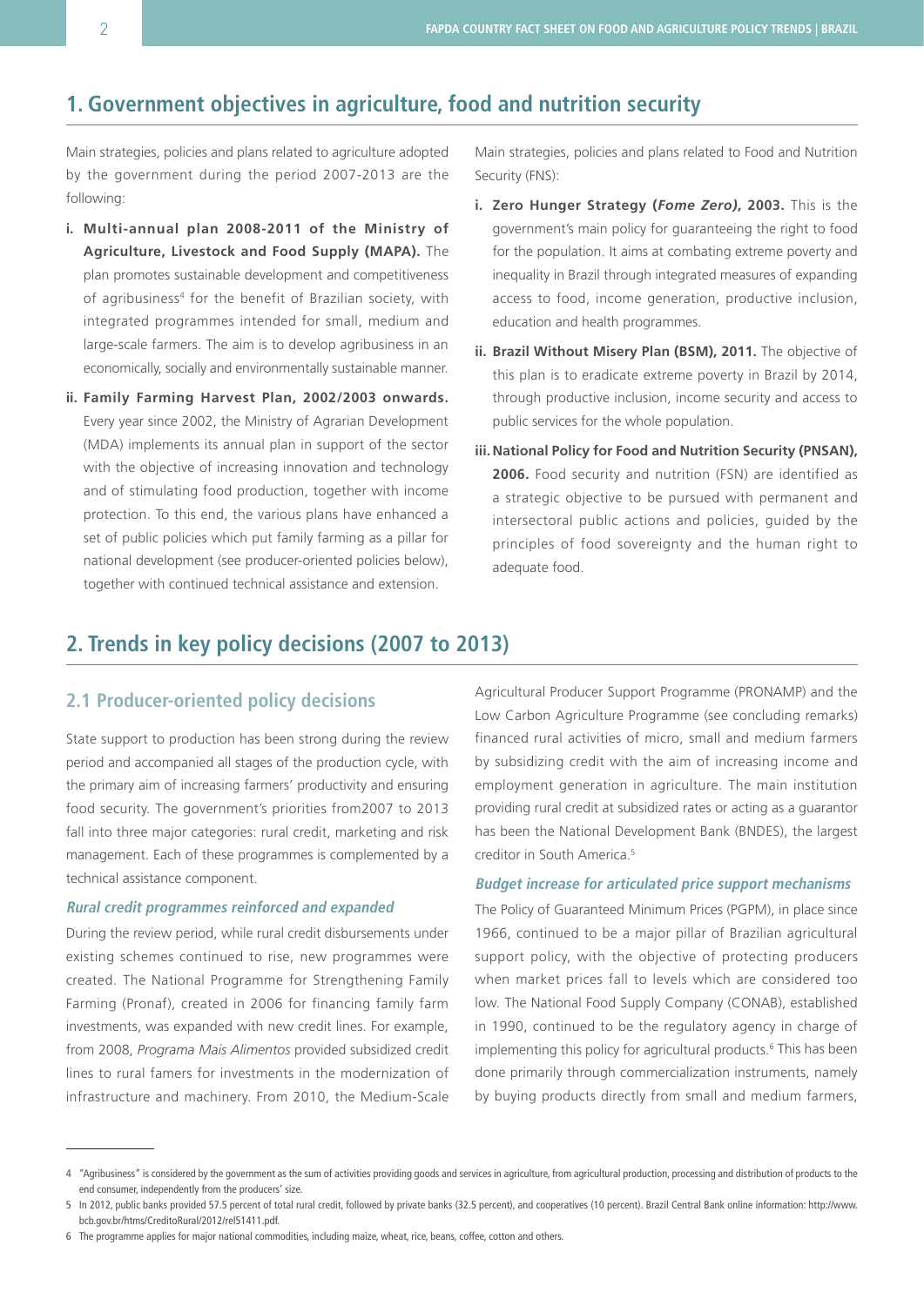## 1. Government objectives in agriculture, food and nutrition security

Main strategies, policies and plans related to agriculture adopted by the government during the period 2007-2013 are the following:

i. **Multi-annual plan 2008-2011 of the Ministry of Agriculture, Livestock and Food Supply (MAPA).** The plan promotes sustainable development and competitiveness of agribusiness[4] for the benefit of Brazilian society, with integrated programmes intended for small, medium and large-scale farmers. The aim is to develop agribusiness in an economically, socially and environmentally sustainable manner.

ii. **Family Farming Harvest Plan, 2002/2003 onwards.** Every year since 2002, the Ministry of Agrarian Development (MDA) implements its annual plan in support of the sector with the objective of increasing innovation and technology and of stimulating food production, together with income protection. To this end, the various plans have enhanced a set of public policies which put family farming as a pillar for national development (see producer-oriented policies below), together with continued technical assistance and extension.

Main strategies, policies and plans related to Food and Nutrition Security (FNS):

i. **Zero Hunger Strategy (*Fome Zero*), 2003.** This is the government's main policy for guaranteeing the right to food for the population. It aims at combating extreme poverty and inequality in Brazil through integrated measures of expanding access to food, income generation, productive inclusion, education and health programmes.

ii. **Brazil Without Misery Plan (BSM), 2011.** The objective of this plan is to eradicate extreme poverty in Brazil by 2014, through productive inclusion, income security and access to public services for the whole population.

iii. **National Policy for Food and Nutrition Security (PNSAN), 2006.** Food security and nutrition (FSN) are identified as a strategic objective to be pursued with permanent and intersectoral public actions and policies, guided by the principles of food sovereignty and the human right to adequate food.

## 2. Trends in key policy decisions (2007 to 2013)

### 2.1 Producer-oriented policy decisions

State support to production has been strong during the review period and accompanied all stages of the production cycle, with the primary aim of increasing farmers' productivity and ensuring food security. The government's priorities from2007 to 2013 fall into three major categories: rural credit, marketing and risk management. Each of these programmes is complemented by a technical assistance component.

#### *Rural credit programmes reinforced and expanded*

During the review period, while rural credit disbursements under existing schemes continued to rise, new programmes were created. The National Programme for Strengthening Family Farming (Pronaf), created in 2006 for financing family farm investments, was expanded with new credit lines. For example, from 2008, *Programa Mais Alimentos* provided subsidized credit lines to rural famers for investments in the modernization of infrastructure and machinery. From 2010, the Medium-Scale Agricultural Producer Support Programme (PRONAMP) and the Low Carbon Agriculture Programme (see concluding remarks) financed rural activities of micro, small and medium farmers by subsidizing credit with the aim of increasing income and employment generation in agriculture. The main institution providing rural credit at subsidized rates or acting as a guarantor has been the National Development Bank (BNDES), the largest creditor in South America.[5]

#### *Budget increase for articulated price support mechanisms*

The Policy of Guaranteed Minimum Prices (PGPM), in place since 1966, continued to be a major pillar of Brazilian agricultural support policy, with the objective of protecting producers when market prices fall to levels which are considered too low. The National Food Supply Company (CONAB), established in 1990, continued to be the regulatory agency in charge of implementing this policy for agricultural products.[6] This has been done primarily through commercialization instruments, namely by buying products directly from small and medium farmers,

---

4 "Agribusiness" is considered by the government as the sum of activities providing goods and services in agriculture, from agricultural production, processing and distribution of products to the end consumer, independently from the producers' size.

5 In 2012, public banks provided 57.5 percent of total rural credit, followed by private banks (32.5 percent), and cooperatives (10 percent). Brazil Central Bank online information: http://www.bcb.gov.br/htms/CreditoRural/2012/rel51411.pdf.

6 The programme applies for major national commodities, including maize, wheat, rice, beans, coffee, cotton and others.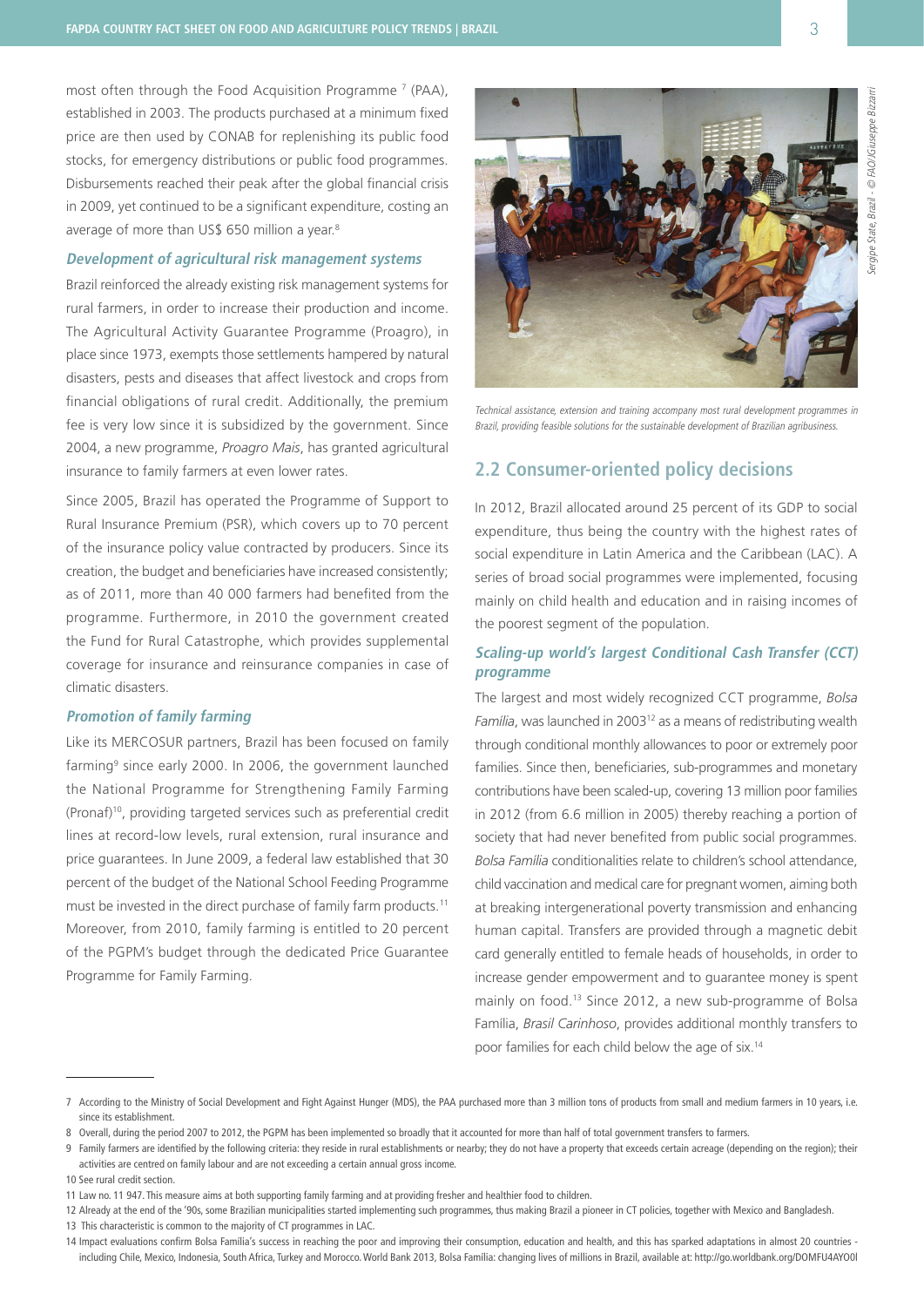most often through the Food Acquisition Programme [7] (PAA), established in 2003. The products purchased at a minimum fixed price are then used by CONAB for replenishing its public food stocks, for emergency distributions or public food programmes. Disbursements reached their peak after the global financial crisis in 2009, yet continued to be a significant expenditure, costing an average of more than US$ 650 million a year.[8]

### *Development of agricultural risk management systems*

Brazil reinforced the already existing risk management systems for rural farmers, in order to increase their production and income. The Agricultural Activity Guarantee Programme (Proagro), in place since 1973, exempts those settlements hampered by natural disasters, pests and diseases that affect livestock and crops from financial obligations of rural credit. Additionally, the premium fee is very low since it is subsidized by the government. Since 2004, a new programme, *Proagro Mais*, has granted agricultural insurance to family farmers at even lower rates.

Since 2005, Brazil has operated the Programme of Support to Rural Insurance Premium (PSR), which covers up to 70 percent of the insurance policy value contracted by producers. Since its creation, the budget and beneficiaries have increased consistently; as of 2011, more than 40 000 farmers had benefited from the programme. Furthermore, in 2010 the government created the Fund for Rural Catastrophe, which provides supplemental coverage for insurance and reinsurance companies in case of climatic disasters.

### *Promotion of family farming*

Like its MERCOSUR partners, Brazil has been focused on family farming[9] since early 2000. In 2006, the government launched the National Programme for Strengthening Family Farming (Pronaf)[10], providing targeted services such as preferential credit lines at record-low levels, rural extension, rural insurance and price guarantees. In June 2009, a federal law established that 30 percent of the budget of the National School Feeding Programme must be invested in the direct purchase of family farm products.[11] Moreover, from 2010, family farming is entitled to 20 percent of the PGPM's budget through the dedicated Price Guarantee Programme for Family Farming.

Sergipe State, Brazil - © FAO/Giuseppe Bizzarri

*Technical assistance, extension and training accompany most rural development programmes in Brazil, providing feasible solutions for the sustainable development of Brazilian agribusiness.*

## 2.2 Consumer-oriented policy decisions

In 2012, Brazil allocated around 25 percent of its GDP to social expenditure, thus being the country with the highest rates of social expenditure in Latin America and the Caribbean (LAC). A series of broad social programmes were implemented, focusing mainly on child health and education and in raising incomes of the poorest segment of the population.

### *Scaling-up world's largest Conditional Cash Transfer (CCT) programme*

The largest and most widely recognized CCT programme, *Bolsa Família*, was launched in 2003[12] as a means of redistributing wealth through conditional monthly allowances to poor or extremely poor families. Since then, beneficiaries, sub-programmes and monetary contributions have been scaled-up, covering 13 million poor families in 2012 (from 6.6 million in 2005) thereby reaching a portion of society that had never benefited from public social programmes. *Bolsa Família* conditionalities relate to children's school attendance, child vaccination and medical care for pregnant women, aiming both at breaking intergenerational poverty transmission and enhancing human capital. Transfers are provided through a magnetic debit card generally entitled to female heads of households, in order to increase gender empowerment and to guarantee money is spent mainly on food.[13] Since 2012, a new sub-programme of Bolsa Família, *Brasil Carinhoso*, provides additional monthly transfers to poor families for each child below the age of six.[14]

---

7 According to the Ministry of Social Development and Fight Against Hunger (MDS), the PAA purchased more than 3 million tons of products from small and medium farmers in 10 years, i.e. since its establishment.

8 Overall, during the period 2007 to 2012, the PGPM has been implemented so broadly that it accounted for more than half of total government transfers to farmers.

9 Family farmers are identified by the following criteria: they reside in rural establishments or nearby; they do not have a property that exceeds certain acreage (depending on the region); their activities are centred on family labour and are not exceeding a certain annual gross income.

10 See rural credit section.

11 Law no. 11 947. This measure aims at both supporting family farming and at providing fresher and healthier food to children.

12 Already at the end of the '90s, some Brazilian municipalities started implementing such programmes, thus making Brazil a pioneer in CT policies, together with Mexico and Bangladesh.

13 This characteristic is common to the majority of CT programmes in LAC.

14 Impact evaluations confirm Bolsa Família's success in reaching the poor and improving their consumption, education and health, and this has sparked adaptations in almost 20 countries - including Chile, Mexico, Indonesia, South Africa, Turkey and Morocco. World Bank 2013, Bolsa Família: changing lives of millions in Brazil, available at: http://go.worldbank.org/DOMFU4AYO0I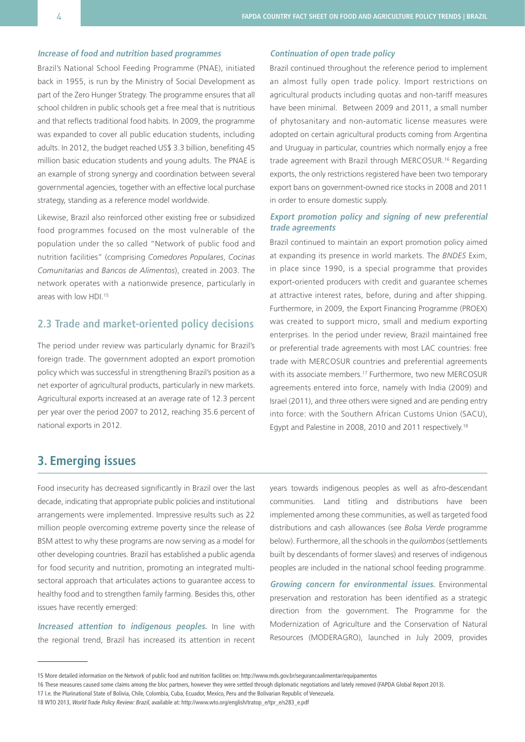***Increase of food and nutrition based programmes***

Brazil's National School Feeding Programme (PNAE), initiated back in 1955, is run by the Ministry of Social Development as part of the Zero Hunger Strategy. The programme ensures that all school children in public schools get a free meal that is nutritious and that reflects traditional food habits. In 2009, the programme was expanded to cover all public education students, including adults. In 2012, the budget reached US$ 3.3 billion, benefiting 45 million basic education students and young adults. The PNAE is an example of strong synergy and coordination between several governmental agencies, together with an effective local purchase strategy, standing as a reference model worldwide.

Likewise, Brazil also reinforced other existing free or subsidized food programmes focused on the most vulnerable of the population under the so called "Network of public food and nutrition facilities" (comprising *Comedores Populares*, *Cocinas Comunitarias* and *Bancos de Alimentos*), created in 2003. The network operates with a nationwide presence, particularly in areas with low HDI.[15]

## 2.3 Trade and market-oriented policy decisions

The period under review was particularly dynamic for Brazil's foreign trade. The government adopted an export promotion policy which was successful in strengthening Brazil's position as a net exporter of agricultural products, particularly in new markets. Agricultural exports increased at an average rate of 12.3 percent per year over the period 2007 to 2012, reaching 35.6 percent of national exports in 2012.

***Continuation of open trade policy***

Brazil continued throughout the reference period to implement an almost fully open trade policy. Import restrictions on agricultural products including quotas and non-tariff measures have been minimal. Between 2009 and 2011, a small number of phytosanitary and non-automatic license measures were adopted on certain agricultural products coming from Argentina and Uruguay in particular, countries which normally enjoy a free trade agreement with Brazil through MERCOSUR.[16] Regarding exports, the only restrictions registered have been two temporary export bans on government-owned rice stocks in 2008 and 2011 in order to ensure domestic supply.

***Export promotion policy and signing of new preferential trade agreements***

Brazil continued to maintain an export promotion policy aimed at expanding its presence in world markets. The *BNDES* Exim, in place since 1990, is a special programme that provides export-oriented producers with credit and guarantee schemes at attractive interest rates, before, during and after shipping. Furthermore, in 2009, the Export Financing Programme (PROEX) was created to support micro, small and medium exporting enterprises. In the period under review, Brazil maintained free or preferential trade agreements with most LAC countries: free trade with MERCOSUR countries and preferential agreements with its associate members.[17] Furthermore, two new MERCOSUR agreements entered into force, namely with India (2009) and Israel (2011), and three others were signed and are pending entry into force: with the Southern African Customs Union (SACU), Egypt and Palestine in 2008, 2010 and 2011 respectively.[18]

# 3. Emerging issues

Food insecurity has decreased significantly in Brazil over the last decade, indicating that appropriate public policies and institutional arrangements were implemented. Impressive results such as 22 million people overcoming extreme poverty since the release of BSM attest to why these programs are now serving as a model for other developing countries. Brazil has established a public agenda for food security and nutrition, promoting an integrated multi-sectoral approach that articulates actions to guarantee access to healthy food and to strengthen family farming. Besides this, other issues have recently emerged:

***Increased attention to indigenous peoples.*** In line with the regional trend, Brazil has increased its attention in recent years towards indigenous peoples as well as afro-descendant communities. Land titling and distributions have been implemented among these communities, as well as targeted food distributions and cash allowances (see *Bolsa Verde* programme below). Furthermore, all the schools in the *quilombos* (settlements built by descendants of former slaves) and reserves of indigenous peoples are included in the national school feeding programme.

***Growing concern for environmental issues.*** Environmental preservation and restoration has been identified as a strategic direction from the government. The Programme for the Modernization of Agriculture and the Conservation of Natural Resources (MODERAGRO), launched in July 2009, provides

---

15 More detailed information on the Network of public food and nutrition facilities on: http://www.mds.gov.br/segurancaalimentar/equipamentos

16 These measures caused some claims among the bloc partners, however they were settled through diplomatic negotiations and lately removed (FAPDA Global Report 2013).

17 I.e. the Plurinational State of Bolivia, Chile, Colombia, Cuba, Ecuador, Mexico, Peru and the Bolivarian Republic of Venezuela.

18 WTO 2013, *World Trade Policy Review: Brazil*, available at: http://www.wto.org/english/tratop_e/tpr_e/s283_e.pdf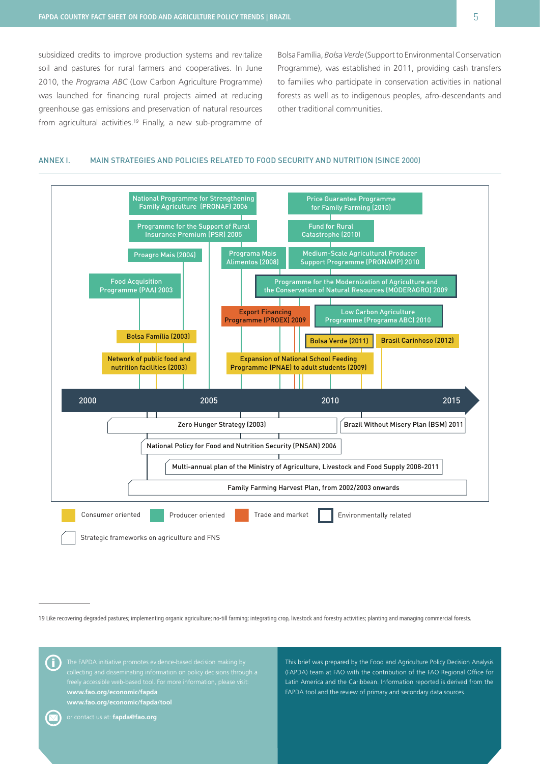subsidized credits to improve production systems and revitalize soil and pastures for rural farmers and cooperatives. In June 2010, the *Programa ABC* (Low Carbon Agriculture Programme) was launched for financing rural projects aimed at reducing greenhouse gas emissions and preservation of natural resources from agricultural activities.[19] Finally, a new sub-programme of Bolsa Família, *Bolsa Verde* (Support to Environmental Conservation Programme), was established in 2011, providing cash transfers to families who participate in conservation activities in national forests as well as to indigenous peoples, afro-descendants and other traditional communities.

## ANNEX I. MAIN STRATEGIES AND POLICIES RELATED TO FOOD SECURITY AND NUTRITION (SINCE 2000)

National Programme for Strengthening Family Agriculture (PRONAF) 2006

Price Guarantee Programme for Family Farming (2010)

Programme for the Support of Rural Insurance Premium (PSR) 2005

Fund for Rural Catastrophe (2010)

Proagro Mais (2004)

Programa Mais Alimentos (2008)

Medium-Scale Agricultural Producer Support Programme (PRONAMP) 2010

Food Acquisition Programme (PAA) 2003

Programme for the Modernization of Agriculture and the Conservation of Natural Resources (MODERAGRO) 2009

Export Financing Programme (PROEX) 2009

Low Carbon Agriculture Programme (Programa ABC) 2010

Bolsa Família (2003)

Bolsa Verde (2011)

Brasil Carinhoso (2012)

Network of public food and nutrition facilities (2003)

Expansion of National School Feeding Programme (PNAE) to adult students (2009)

2000

2005

2010

2015

Zero Hunger Strategy (2003)

Brazil Without Misery Plan (BSM) 2011

National Policy for Food and Nutrition Security (PNSAN) 2006

Multi-annual plan of the Ministry of Agriculture, Livestock and Food Supply 2008-2011

Family Farming Harvest Plan, from 2002/2003 onwards

Consumer oriented

Producer oriented

Trade and market

Environmentally related

Strategic frameworks on agriculture and FNS

---

19 Like recovering degraded pastures; implementing organic agriculture; no-till farming; integrating crop, livestock and forestry activities; planting and managing commercial forests.

The FAPDA initiative promotes evidence-based decision making by collecting and disseminating information on policy decisions through a freely accessible web-based tool. For more information, please visit:
**www.fao.org/economic/fapda**
**www.fao.org/economic/fapda/tool**

or contact us at: **fapda@fao.org**

This brief was prepared by the Food and Agriculture Policy Decision Analysis (FAPDA) team at FAO with the contribution of the FAO Regional Office for Latin America and the Caribbean. Information reported is derived from the FAPDA tool and the review of primary and secondary data sources.